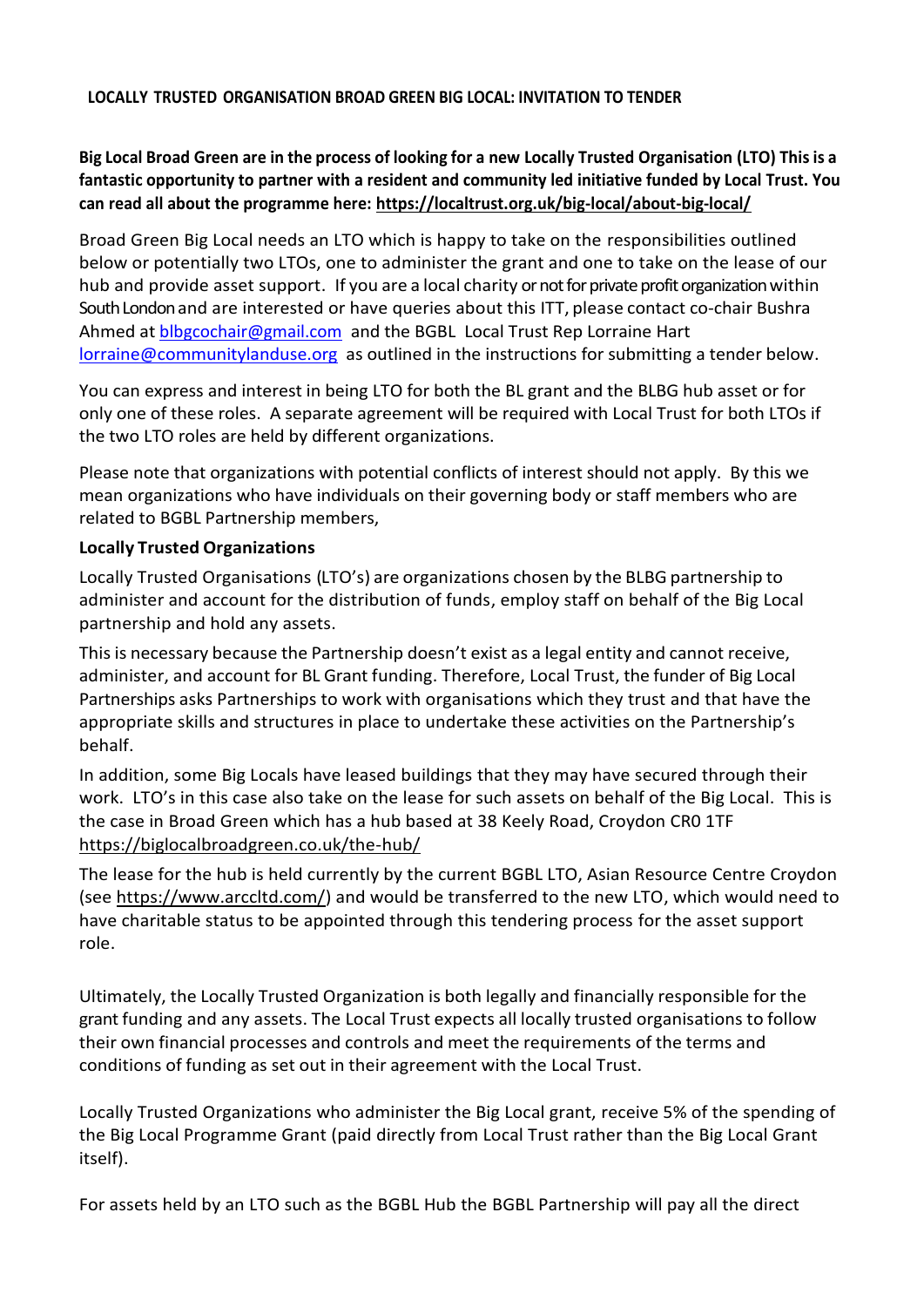**LOCALLY TRUSTED ORGANISATION BROAD GREEN BIG LOCAL: INVITATION TO TENDER**

**Big Local Broad Green are in the process of looking for a new Locally Trusted Organisation (LTO) This is a fantastic opportunity to partner with a resident and community led initiative funded by Local Trust. You can read all about the programme here: https://localtrust.org.uk/big-local/about-big-local/**

Broad Green Big Local needs an LTO which is happy to take on the responsibilities outlined below or potentially two LTOs, one to administer the grant and one to take on the lease of our hub and provide asset support. If you are a local charity or not for private profit organization within South London and are interested or have queries about this ITT, please contact co-chair Bushra Ahmed at blbgcochair@gmail.com and the BGBL Local Trust Rep Lorraine Hart lorraine@communitylanduse.org as outlined in the instructions for submitting a tender below.

You can express and interest in being LTO for both the BL grant and the BLBG hub asset or for only one of these roles. A separate agreement will be required with Local Trust for both LTOs if the two LTO roles are held by different organizations.

Please note that organizations with potential conflicts of interest should not apply. By this we mean organizations who have individuals on their governing body or staff members who are related to BGBL Partnership members,

**Locally Trusted Organizations**

Locally Trusted Organisations (LTO's) are organizations chosen by the BLBG partnership to administer and account for the distribution of funds, employ staff on behalf of the Big Local partnership and hold any assets.

This is necessary because the Partnership doesn't exist as a legal entity and cannot receive, administer, and account for BL Grant funding. Therefore, Local Trust, the funder of Big Local Partnerships asks Partnerships to work with organisations which they trust and that have the appropriate skills and structures in place to undertake these activities on the Partnership's behalf.

In addition, some Big Locals have leased buildings that they may have secured through their work. LTO's in this case also take on the lease for such assets on behalf of the Big Local. This is the case in Broad Green which has a hub based at 38 Keely Road, Croydon CR0 1TF https://biglocalbroadgreen.co.uk/the-hub/

The lease for the hub is held currently by the current BGBL LTO, Asian Resource Centre Croydon (see https://www.arccltd.com/) and would be transferred to the new LTO, which would need to have charitable status to be appointed through this tendering process for the asset support role.

Ultimately, the Locally Trusted Organization is both legally and financially responsible for the grant funding and any assets. The Local Trust expects all locally trusted organisations to follow their own financial processes and controls and meet the requirements of the terms and conditions of funding as set out in their agreement with the Local Trust.

Locally Trusted Organizations who administer the Big Local grant, receive 5% of the spending of the Big Local Programme Grant (paid directly from Local Trust rather than the Big Local Grant itself).

For assets held by an LTO such as the BGBL Hub the BGBL Partnership will pay all the direct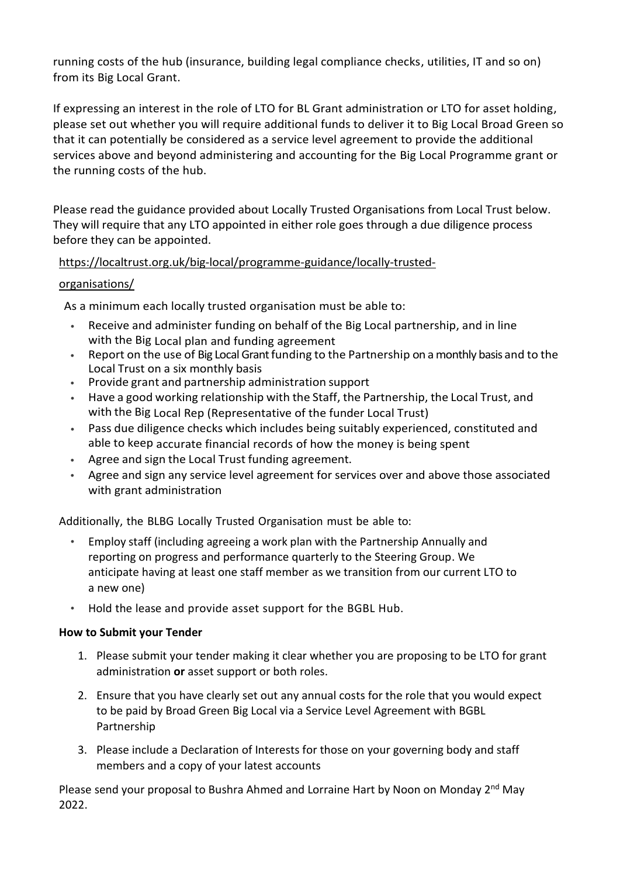running costs of the hub (insurance, building legal compliance checks, utilities, IT and so on) from its Big Local Grant.

If expressing an interest in the role of LTO for BL Grant administration or LTO for asset holding, please set out whether you will require additional funds to deliver it to Big Local Broad Green so that it can potentially be considered as a service level agreement to provide the additional services above and beyond administering and accounting for the Big Local Programme grant or the running costs of the hub.

Please read the guidance provided about Locally Trusted Organisations from Local Trust below. They will require that any LTO appointed in either role goes through a due diligence process before they can be appointed.

https://localtrust.org.uk/big-local/programme-guidance/locally-trusted-organisations/

As a minimum each locally trusted organisation must be able to:

- Receive and administer funding on behalf of the Big Local partnership, and in line with the Big Local plan and funding agreement
- Report on the use of Big Local Grant funding to the Partnership on a monthly basis and to the Local Trust on a six monthly basis
- Provide grant and partnership administration support
- Have a good working relationship with the Staff, the Partnership, the Local Trust, and with the Big Local Rep (Representative of the funder Local Trust)
- Pass due diligence checks which includes being suitably experienced, constituted and able to keep accurate financial records of how the money is being spent
- Agree and sign the Local Trust funding agreement.
- Agree and sign any service level agreement for services over and above those associated with grant administration

Additionally, the BLBG Locally Trusted Organisation must be able to:

- Employ staff (including agreeing a work plan with the Partnership Annually and reporting on progress and performance quarterly to the Steering Group. We anticipate having at least one staff member as we transition from our current LTO to a new one)
- Hold the lease and provide asset support for the BGBL Hub.

**How to Submit your Tender**

1. Please submit your tender making it clear whether you are proposing to be LTO for grant administration **or** asset support or both roles.
2. Ensure that you have clearly set out any annual costs for the role that you would expect to be paid by Broad Green Big Local via a Service Level Agreement with BGBL Partnership
3. Please include a Declaration of Interests for those on your governing body and staff members and a copy of your latest accounts

Please send your proposal to Bushra Ahmed and Lorraine Hart by Noon on Monday 2nd May 2022.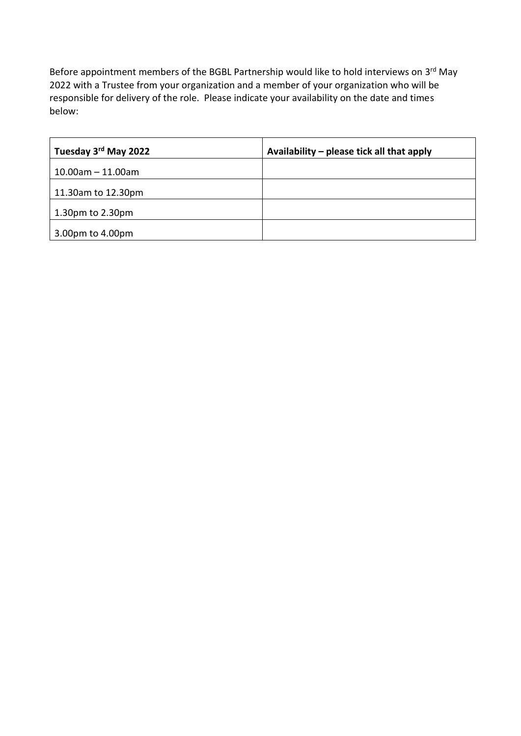Before appointment members of the BGBL Partnership would like to hold interviews on 3rd May 2022 with a Trustee from your organization and a member of your organization who will be responsible for delivery of the role. Please indicate your availability on the date and times below:

| **Tuesday 3rd May 2022** | **Availability – please tick all that apply** |
|---|---|
| 10.00am – 11.00am | |
| 11.30am to 12.30pm | |
| 1.30pm to 2.30pm | |
| 3.00pm to 4.00pm | |